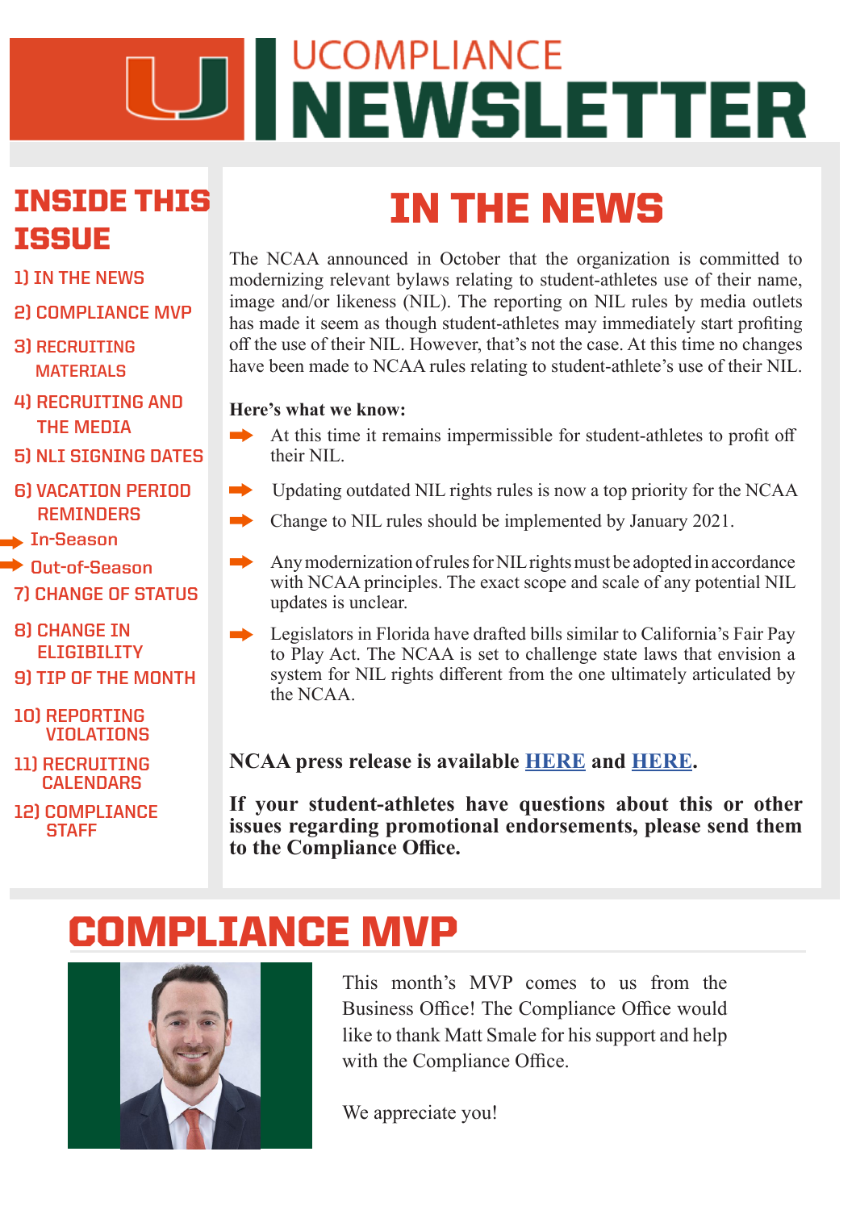# UCOMPLIANCE NEWSLETTER

## INSIDE THIS ISSUE

1) IN THE NEWS
2) COMPLIANCE MVP
3) RECRUITING MATERIALS
4) RECRUITING AND THE MEDIA
5) NLI SIGNING DATES
6) VACATION PERIOD REMINDERS
   - In-Season
   - Out-of-Season
7) CHANGE OF STATUS
8) CHANGE IN ELIGIBILITY
9) TIP OF THE MONTH
10) REPORTING VIOLATIONS
11) RECRUITING CALENDARS
12) COMPLIANCE STAFF

## IN THE NEWS

The NCAA announced in October that the organization is committed to modernizing relevant bylaws relating to student-athletes use of their name, image and/or likeness (NIL). The reporting on NIL rules by media outlets has made it seem as though student-athletes may immediately start profiting off the use of their NIL. However, that's not the case. At this time no changes have been made to NCAA rules relating to student-athlete's use of their NIL.

**Here's what we know:**

- At this time it remains impermissible for student-athletes to profit off their NIL.
- Updating outdated NIL rights rules is now a top priority for the NCAA
- Change to NIL rules should be implemented by January 2021.
- Any modernization of rules for NIL rights must be adopted in accordance with NCAA principles. The exact scope and scale of any potential NIL updates is unclear.
- Legislators in Florida have drafted bills similar to California's Fair Pay to Play Act. The NCAA is set to challenge state laws that envision a system for NIL rights different from the one ultimately articulated by the NCAA.

**NCAA press release is available HERE and HERE.**

**If your student-athletes have questions about this or other issues regarding promotional endorsements, please send them to the Compliance Office.**

## COMPLIANCE MVP

This month's MVP comes to us from the Business Office! The Compliance Office would like to thank Matt Smale for his support and help with the Compliance Office.

We appreciate you!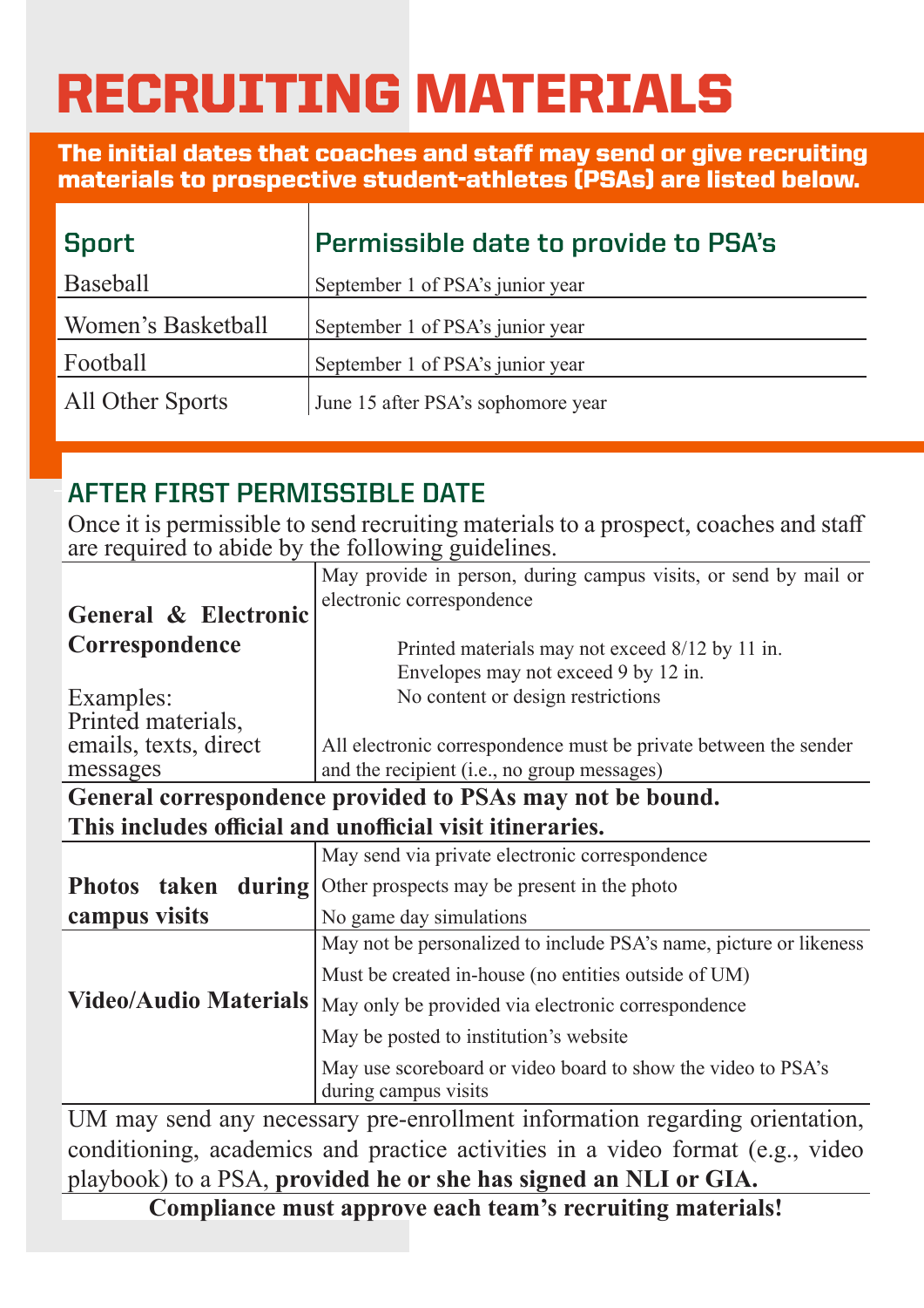# RECRUITING MATERIALS

**The initial dates that coaches and staff may send or give recruiting materials to prospective student-athletes (PSAs) are listed below.**

| Sport | Permissible date to provide to PSA's |
|---|---|
| Baseball | September 1 of PSA's junior year |
| Women's Basketball | September 1 of PSA's junior year |
| Football | September 1 of PSA's junior year |
| All Other Sports | June 15 after PSA's sophomore year |

## AFTER FIRST PERMISSIBLE DATE

Once it is permissible to send recruiting materials to a prospect, coaches and staff are required to abide by the following guidelines.

| | |
|---|---|
| **General & Electronic Correspondence**<br><br>Examples: Printed materials, emails, texts, direct messages | May provide in person, during campus visits, or send by mail or electronic correspondence<br><br>Printed materials may not exceed 8/12 by 11 in.<br>Envelopes may not exceed 9 by 12 in.<br>No content or design restrictions<br><br>All electronic correspondence must be private between the sender and the recipient (i.e., no group messages) |
| **General correspondence provided to PSAs may not be bound. This includes official and unofficial visit itineraries.** | |
| **Photos taken during campus visits** | May send via private electronic correspondence<br>Other prospects may be present in the photo<br>No game day simulations |
| **Video/Audio Materials** | May not be personalized to include PSA's name, picture or likeness<br>Must be created in-house (no entities outside of UM)<br>May only be provided via electronic correspondence<br>May be posted to institution's website<br>May use scoreboard or video board to show the video to PSA's during campus visits |

UM may send any necessary pre-enrollment information regarding orientation, conditioning, academics and practice activities in a video format (e.g., video playbook) to a PSA, **provided he or she has signed an NLI or GIA.**

**Compliance must approve each team's recruiting materials!**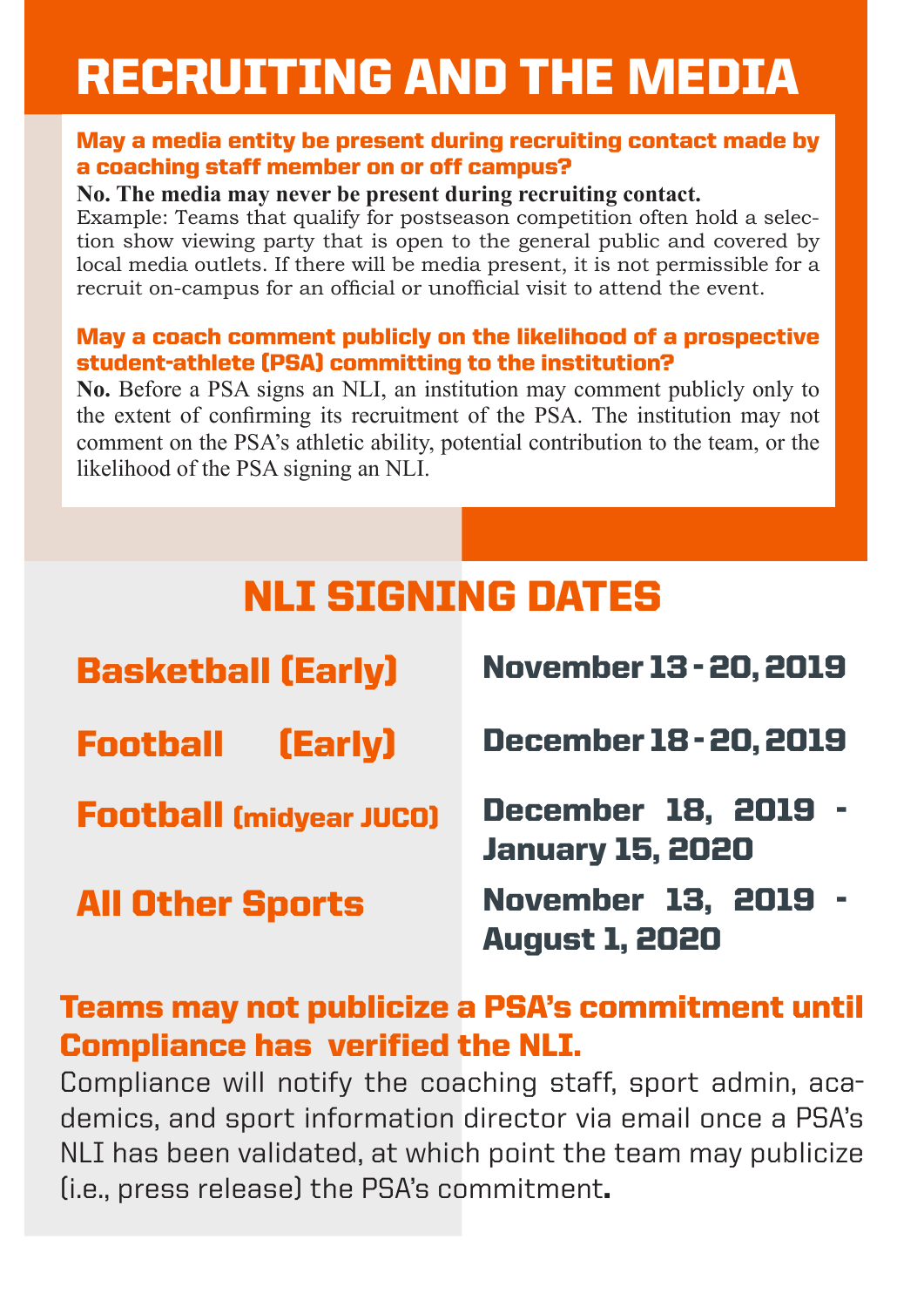# RECRUITING AND THE MEDIA

### May a media entity be present during recruiting contact made by a coaching staff member on or off campus?

**No. The media may never be present during recruiting contact.**

Example: Teams that qualify for postseason competition often hold a selection show viewing party that is open to the general public and covered by local media outlets. If there will be media present, it is not permissible for a recruit on-campus for an official or unofficial visit to attend the event.

### May a coach comment publicly on the likelihood of a prospective student-athlete (PSA) committing to the institution?

**No.** Before a PSA signs an NLI, an institution may comment publicly only to the extent of confirming its recruitment of the PSA. The institution may not comment on the PSA's athletic ability, potential contribution to the team, or the likelihood of the PSA signing an NLI.

## NLI SIGNING DATES

| | |
|---|---|
| Basketball (Early) | November 13 - 20, 2019 |
| Football (Early) | December 18 - 20, 2019 |
| Football (midyear JUCO) | December 18, 2019 - January 15, 2020 |
| All Other Sports | November 13, 2019 - August 1, 2020 |

### Teams may not publicize a PSA's commitment until Compliance has verified the NLI.

Compliance will notify the coaching staff, sport admin, academics, and sport information director via email once a PSA's NLI has been validated, at which point the team may publicize (i.e., press release) the PSA's commitment.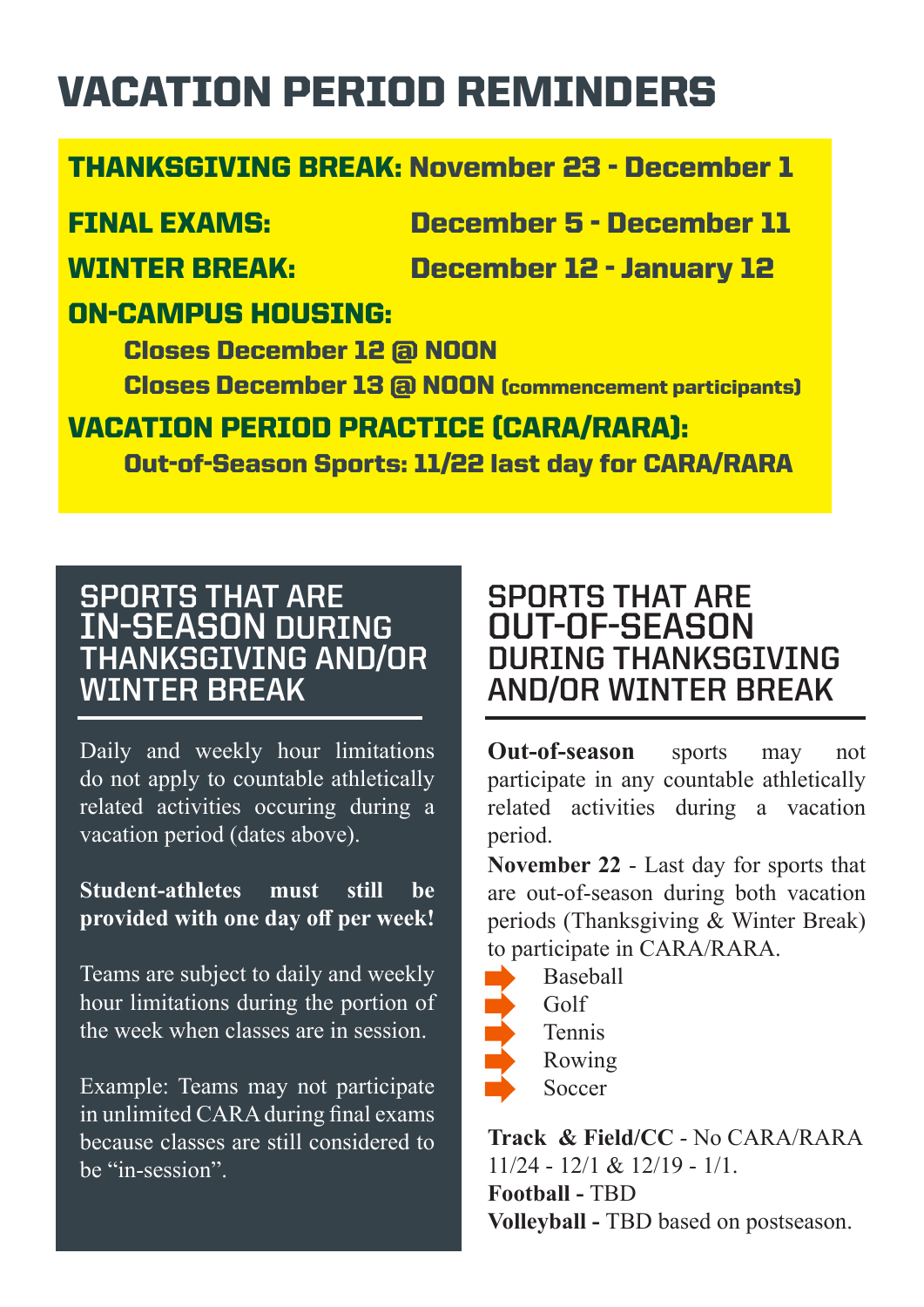# VACATION PERIOD REMINDERS

**THANKSGIVING BREAK:** November 23 - December 1

**FINAL EXAMS:** December 5 - December 11

**WINTER BREAK:** December 12 - January 12

**ON-CAMPUS HOUSING:**

- Closes December 12 @ NOON
- Closes December 13 @ NOON (commencement participants)

**VACATION PERIOD PRACTICE (CARA/RARA):**

- Out-of-Season Sports: 11/22 last day for CARA/RARA

## SPORTS THAT ARE IN-SEASON DURING THANKSGIVING AND/OR WINTER BREAK

Daily and weekly hour limitations do not apply to countable athletically related activities occuring during a vacation period (dates above).

**Student-athletes must still be provided with one day off per week!**

Teams are subject to daily and weekly hour limitations during the portion of the week when classes are in session.

Example: Teams may not participate in unlimited CARA during final exams because classes are still considered to be "in-session".

## SPORTS THAT ARE OUT-OF-SEASON DURING THANKSGIVING AND/OR WINTER BREAK

**Out-of-season** sports may not participate in any countable athletically related activities during a vacation period.

**November 22** - Last day for sports that are out-of-season during both vacation periods (Thanksgiving & Winter Break) to participate in CARA/RARA.

- Baseball
- Golf
- Tennis
- Rowing
- Soccer

**Track & Field/CC** - No CARA/RARA 11/24 - 12/1 & 12/19 - 1/1.

**Football -** TBD

**Volleyball -** TBD based on postseason.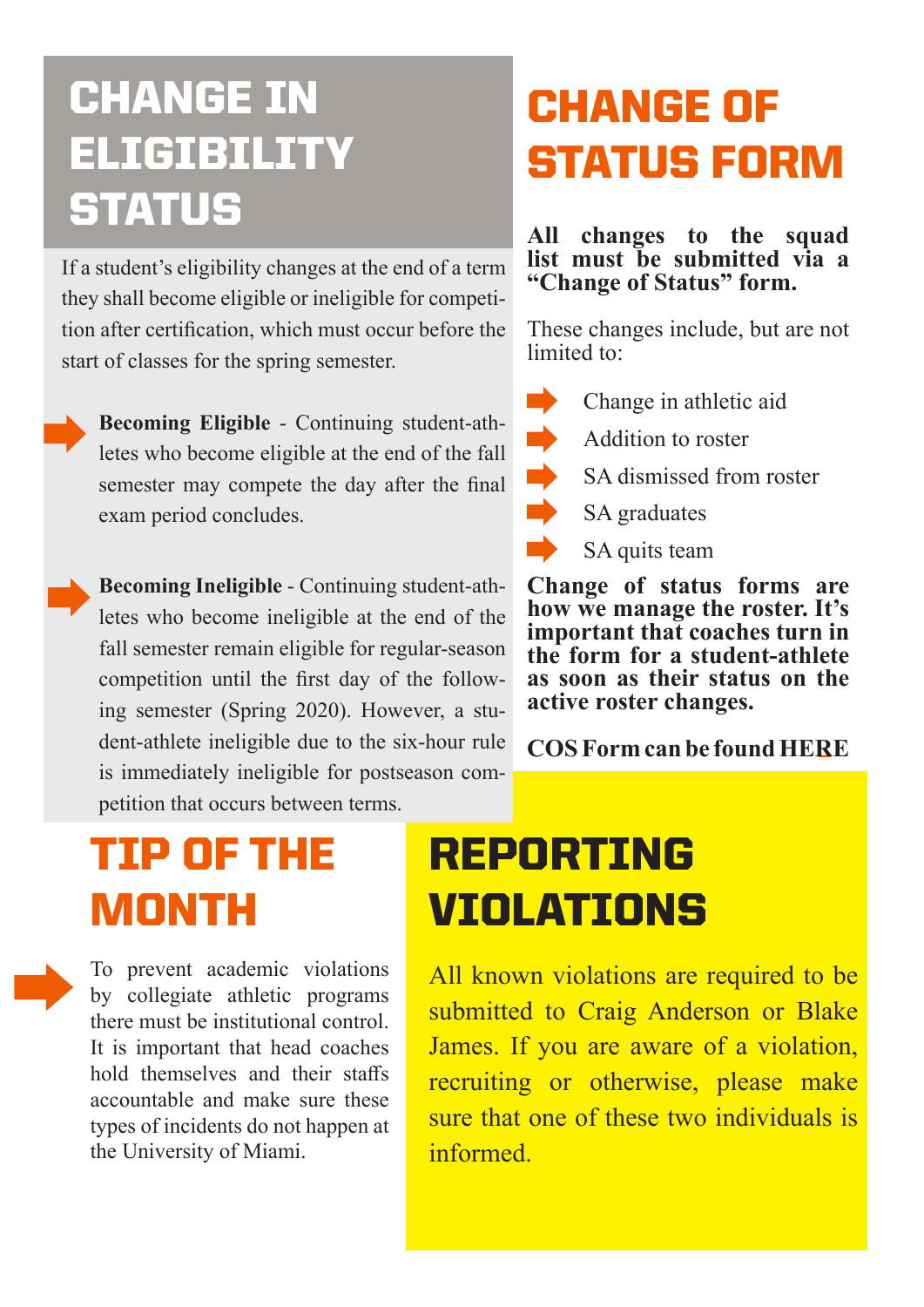# CHANGE IN ELIGIBILITY STATUS

If a student's eligibility changes at the end of a term they shall become eligible or ineligible for competition after certification, which must occur before the start of classes for the spring semester.

- **Becoming Eligible** - Continuing student-athletes who become eligible at the end of the fall semester may compete the day after the final exam period concludes.

- **Becoming Ineligible** - Continuing student-athletes who become ineligible at the end of the fall semester remain eligible for regular-season competition until the first day of the following semester (Spring 2020). However, a student-athlete ineligible due to the six-hour rule is immediately ineligible for postseason competition that occurs between terms.

# CHANGE OF STATUS FORM

**All changes to the squad list must be submitted via a "Change of Status" form.**

These changes include, but are not limited to:

- Change in athletic aid
- Addition to roster
- SA dismissed from roster
- SA graduates
- SA quits team

**Change of status forms are how we manage the roster. It's important that coaches turn in the form for a student-athlete as soon as their status on the active roster changes.**

**COS Form can be found HERE**

# TIP OF THE MONTH

- To prevent academic violations by collegiate athletic programs there must be institutional control. It is important that head coaches hold themselves and their staffs accountable and make sure these types of incidents do not happen at the University of Miami.

# REPORTING VIOLATIONS

All known violations are required to be submitted to Craig Anderson or Blake James. If you are aware of a violation, recruiting or otherwise, please make sure that one of these two individuals is informed.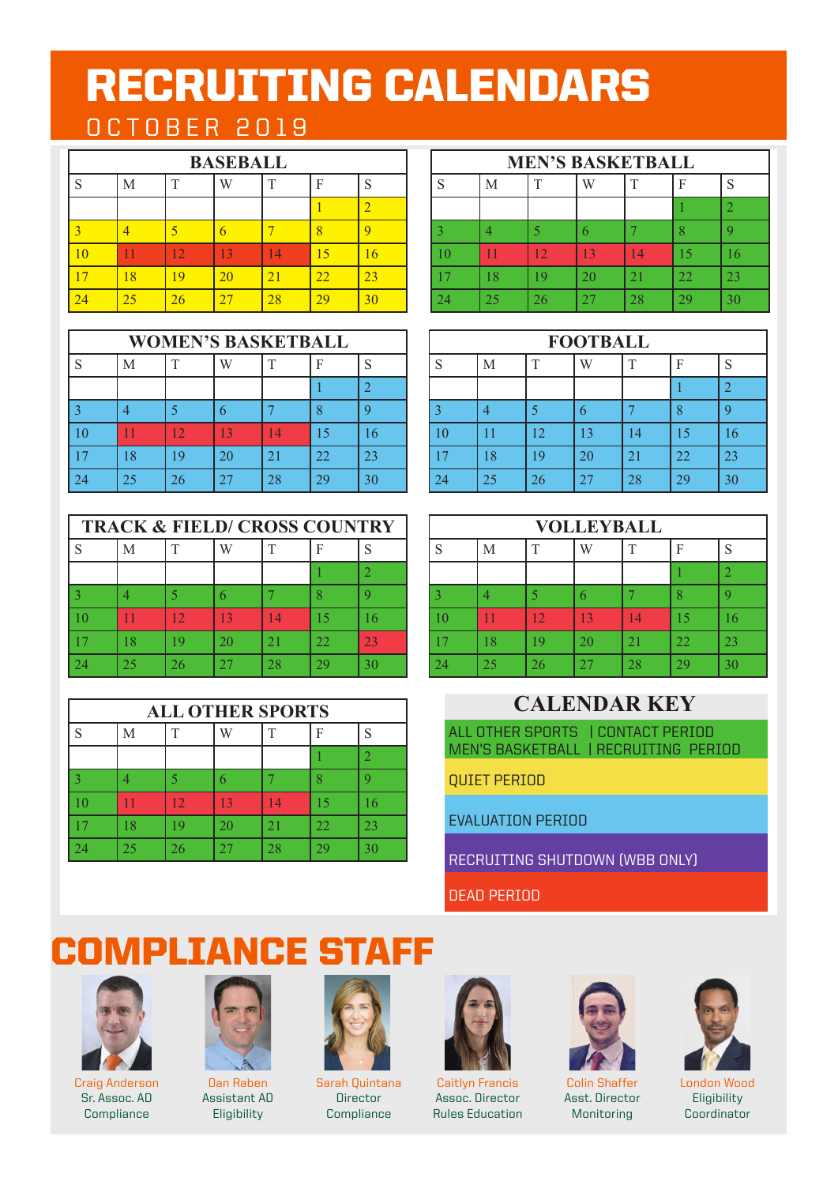# RECRUITING CALENDARS

OCTOBER 2019

**BASEBALL**

| S | M | T | W | T | F | S |
|---|---|---|---|---|---|---|
| | | | | | 1 | 2 |
| 3 | 4 | 5 | 6 | 7 | 8 | 9 |
| 10 | 11 | 12 | 13 | 14 | 15 | 16 |
| 17 | 18 | 19 | 20 | 21 | 22 | 23 |
| 24 | 25 | 26 | 27 | 28 | 29 | 30 |

**MEN'S BASKETBALL**

| S | M | T | W | T | F | S |
|---|---|---|---|---|---|---|
| | | | | | 1 | 2 |
| 3 | 4 | 5 | 6 | 7 | 8 | 9 |
| 10 | 11 | 12 | 13 | 14 | 15 | 16 |
| 17 | 18 | 19 | 20 | 21 | 22 | 23 |
| 24 | 25 | 26 | 27 | 28 | 29 | 30 |

**WOMEN'S BASKETBALL**

| S | M | T | W | T | F | S |
|---|---|---|---|---|---|---|
| | | | | | 1 | 2 |
| 3 | 4 | 5 | 6 | 7 | 8 | 9 |
| 10 | 11 | 12 | 13 | 14 | 15 | 16 |
| 17 | 18 | 19 | 20 | 21 | 22 | 23 |
| 24 | 25 | 26 | 27 | 28 | 29 | 30 |

**FOOTBALL**

| S | M | T | W | T | F | S |
|---|---|---|---|---|---|---|
| | | | | | 1 | 2 |
| 3 | 4 | 5 | 6 | 7 | 8 | 9 |
| 10 | 11 | 12 | 13 | 14 | 15 | 16 |
| 17 | 18 | 19 | 20 | 21 | 22 | 23 |
| 24 | 25 | 26 | 27 | 28 | 29 | 30 |

**TRACK & FIELD/ CROSS COUNTRY**

| S | M | T | W | T | F | S |
|---|---|---|---|---|---|---|
| | | | | | 1 | 2 |
| 3 | 4 | 5 | 6 | 7 | 8 | 9 |
| 10 | 11 | 12 | 13 | 14 | 15 | 16 |
| 17 | 18 | 19 | 20 | 21 | 22 | 23 |
| 24 | 25 | 26 | 27 | 28 | 29 | 30 |

**VOLLEYBALL**

| S | M | T | W | T | F | S |
|---|---|---|---|---|---|---|
| | | | | | 1 | 2 |
| 3 | 4 | 5 | 6 | 7 | 8 | 9 |
| 10 | 11 | 12 | 13 | 14 | 15 | 16 |
| 17 | 18 | 19 | 20 | 21 | 22 | 23 |
| 24 | 25 | 26 | 27 | 28 | 29 | 30 |

**ALL OTHER SPORTS**

| S | M | T | W | T | F | S |
|---|---|---|---|---|---|---|
| | | | | | 1 | 2 |
| 3 | 4 | 5 | 6 | 7 | 8 | 9 |
| 10 | 11 | 12 | 13 | 14 | 15 | 16 |
| 17 | 18 | 19 | 20 | 21 | 22 | 23 |
| 24 | 25 | 26 | 27 | 28 | 29 | 30 |

**CALENDAR KEY**

- ALL OTHER SPORTS | CONTACT PERIOD
- MEN'S BASKETBALL | RECRUITING PERIOD
- QUIET PERIOD
- EVALUATION PERIOD
- RECRUITING SHUTDOWN (WBB ONLY)
- DEAD PERIOD

# COMPLIANCE STAFF

Craig Anderson
Sr. Assoc. AD
Compliance

Dan Raben
Assistant AD
Eligibility

Sarah Quintana
Director
Compliance

Caitlyn Francis
Assoc. Director
Rules Education

Colin Shaffer
Asst. Director
Monitoring

London Wood
Eligibility
Coordinator